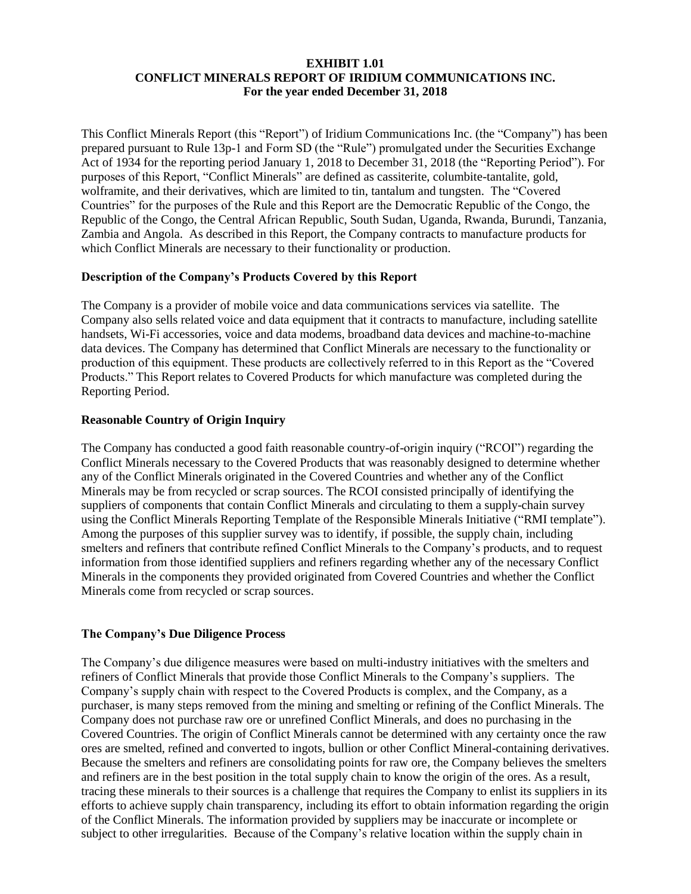# EXHIBIT 1.01
# CONFLICT MINERALS REPORT OF IRIDIUM COMMUNICATIONS INC.
## For the year ended December 31, 2018

This Conflict Minerals Report (this "Report") of Iridium Communications Inc. (the "Company") has been prepared pursuant to Rule 13p-1 and Form SD (the "Rule") promulgated under the Securities Exchange Act of 1934 for the reporting period January 1, 2018 to December 31, 2018 (the "Reporting Period"). For purposes of this Report, "Conflict Minerals" are defined as cassiterite, columbite-tantalite, gold, wolframite, and their derivatives, which are limited to tin, tantalum and tungsten. The "Covered Countries" for the purposes of the Rule and this Report are the Democratic Republic of the Congo, the Republic of the Congo, the Central African Republic, South Sudan, Uganda, Rwanda, Burundi, Tanzania, Zambia and Angola. As described in this Report, the Company contracts to manufacture products for which Conflict Minerals are necessary to their functionality or production.

### Description of the Company's Products Covered by this Report

The Company is a provider of mobile voice and data communications services via satellite. The Company also sells related voice and data equipment that it contracts to manufacture, including satellite handsets, Wi-Fi accessories, voice and data modems, broadband data devices and machine-to-machine data devices. The Company has determined that Conflict Minerals are necessary to the functionality or production of this equipment. These products are collectively referred to in this Report as the "Covered Products." This Report relates to Covered Products for which manufacture was completed during the Reporting Period.

### Reasonable Country of Origin Inquiry

The Company has conducted a good faith reasonable country-of-origin inquiry ("RCOI") regarding the Conflict Minerals necessary to the Covered Products that was reasonably designed to determine whether any of the Conflict Minerals originated in the Covered Countries and whether any of the Conflict Minerals may be from recycled or scrap sources. The RCOI consisted principally of identifying the suppliers of components that contain Conflict Minerals and circulating to them a supply-chain survey using the Conflict Minerals Reporting Template of the Responsible Minerals Initiative ("RMI template"). Among the purposes of this supplier survey was to identify, if possible, the supply chain, including smelters and refiners that contribute refined Conflict Minerals to the Company's products, and to request information from those identified suppliers and refiners regarding whether any of the necessary Conflict Minerals in the components they provided originated from Covered Countries and whether the Conflict Minerals come from recycled or scrap sources.

### The Company's Due Diligence Process

The Company's due diligence measures were based on multi-industry initiatives with the smelters and refiners of Conflict Minerals that provide those Conflict Minerals to the Company's suppliers. The Company's supply chain with respect to the Covered Products is complex, and the Company, as a purchaser, is many steps removed from the mining and smelting or refining of the Conflict Minerals. The Company does not purchase raw ore or unrefined Conflict Minerals, and does no purchasing in the Covered Countries. The origin of Conflict Minerals cannot be determined with any certainty once the raw ores are smelted, refined and converted to ingots, bullion or other Conflict Mineral-containing derivatives. Because the smelters and refiners are consolidating points for raw ore, the Company believes the smelters and refiners are in the best position in the total supply chain to know the origin of the ores. As a result, tracing these minerals to their sources is a challenge that requires the Company to enlist its suppliers in its efforts to achieve supply chain transparency, including its effort to obtain information regarding the origin of the Conflict Minerals. The information provided by suppliers may be inaccurate or incomplete or subject to other irregularities. Because of the Company's relative location within the supply chain in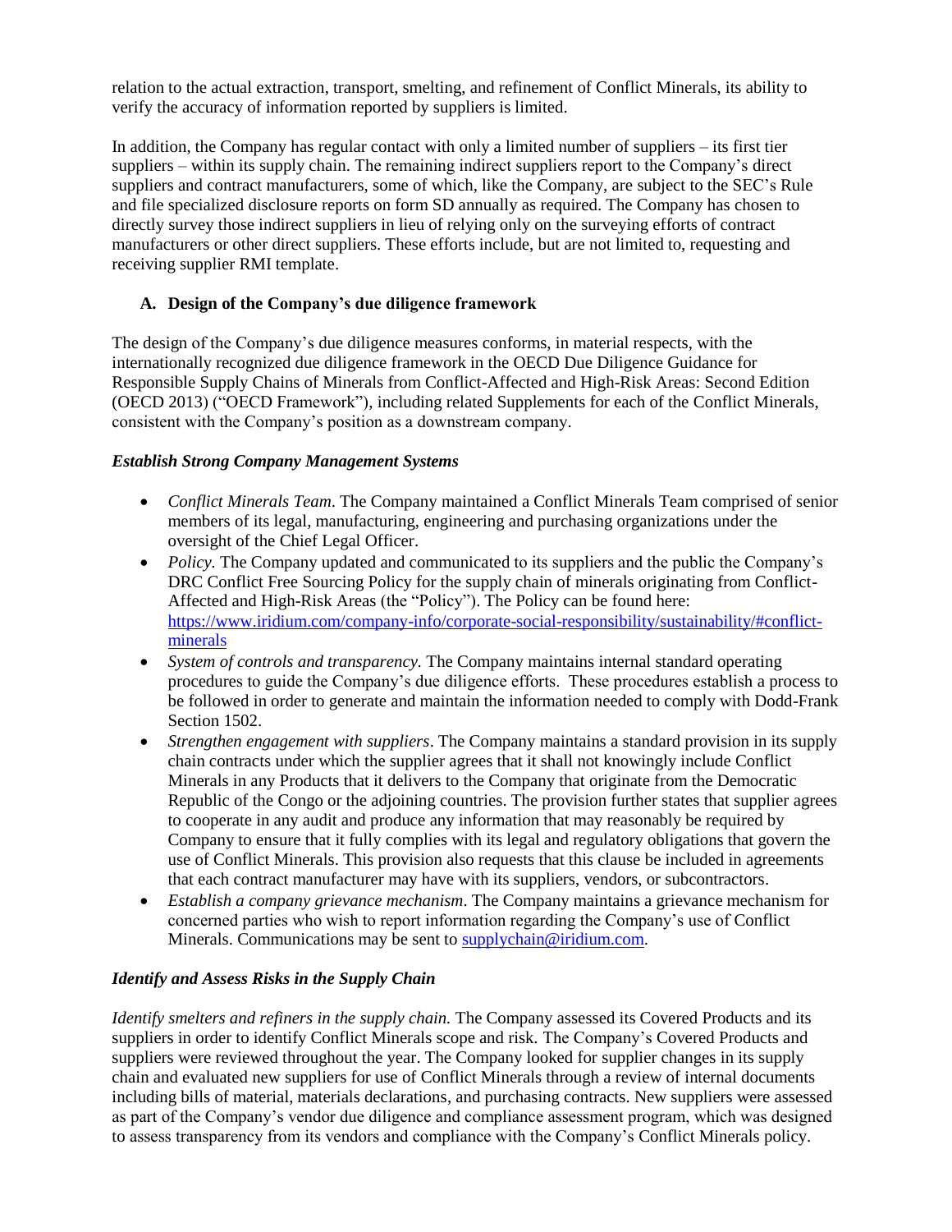relation to the actual extraction, transport, smelting, and refinement of Conflict Minerals, its ability to verify the accuracy of information reported by suppliers is limited.

In addition, the Company has regular contact with only a limited number of suppliers – its first tier suppliers – within its supply chain. The remaining indirect suppliers report to the Company's direct suppliers and contract manufacturers, some of which, like the Company, are subject to the SEC's Rule and file specialized disclosure reports on form SD annually as required. The Company has chosen to directly survey those indirect suppliers in lieu of relying only on the surveying efforts of contract manufacturers or other direct suppliers. These efforts include, but are not limited to, requesting and receiving supplier RMI template.

### A. Design of the Company's due diligence framework

The design of the Company's due diligence measures conforms, in material respects, with the internationally recognized due diligence framework in the OECD Due Diligence Guidance for Responsible Supply Chains of Minerals from Conflict-Affected and High-Risk Areas: Second Edition (OECD 2013) ("OECD Framework"), including related Supplements for each of the Conflict Minerals, consistent with the Company's position as a downstream company.

#### *Establish Strong Company Management Systems*

- *Conflict Minerals Team.* The Company maintained a Conflict Minerals Team comprised of senior members of its legal, manufacturing, engineering and purchasing organizations under the oversight of the Chief Legal Officer.
- *Policy.* The Company updated and communicated to its suppliers and the public the Company's DRC Conflict Free Sourcing Policy for the supply chain of minerals originating from Conflict-Affected and High-Risk Areas (the "Policy"). The Policy can be found here: https://www.iridium.com/company-info/corporate-social-responsibility/sustainability/#conflict-minerals
- *System of controls and transparency.* The Company maintains internal standard operating procedures to guide the Company's due diligence efforts. These procedures establish a process to be followed in order to generate and maintain the information needed to comply with Dodd-Frank Section 1502.
- *Strengthen engagement with suppliers*. The Company maintains a standard provision in its supply chain contracts under which the supplier agrees that it shall not knowingly include Conflict Minerals in any Products that it delivers to the Company that originate from the Democratic Republic of the Congo or the adjoining countries. The provision further states that supplier agrees to cooperate in any audit and produce any information that may reasonably be required by Company to ensure that it fully complies with its legal and regulatory obligations that govern the use of Conflict Minerals. This provision also requests that this clause be included in agreements that each contract manufacturer may have with its suppliers, vendors, or subcontractors.
- *Establish a company grievance mechanism*. The Company maintains a grievance mechanism for concerned parties who wish to report information regarding the Company's use of Conflict Minerals. Communications may be sent to supplychain@iridium.com.

#### *Identify and Assess Risks in the Supply Chain*

*Identify smelters and refiners in the supply chain.* The Company assessed its Covered Products and its suppliers in order to identify Conflict Minerals scope and risk. The Company's Covered Products and suppliers were reviewed throughout the year. The Company looked for supplier changes in its supply chain and evaluated new suppliers for use of Conflict Minerals through a review of internal documents including bills of material, materials declarations, and purchasing contracts. New suppliers were assessed as part of the Company's vendor due diligence and compliance assessment program, which was designed to assess transparency from its vendors and compliance with the Company's Conflict Minerals policy.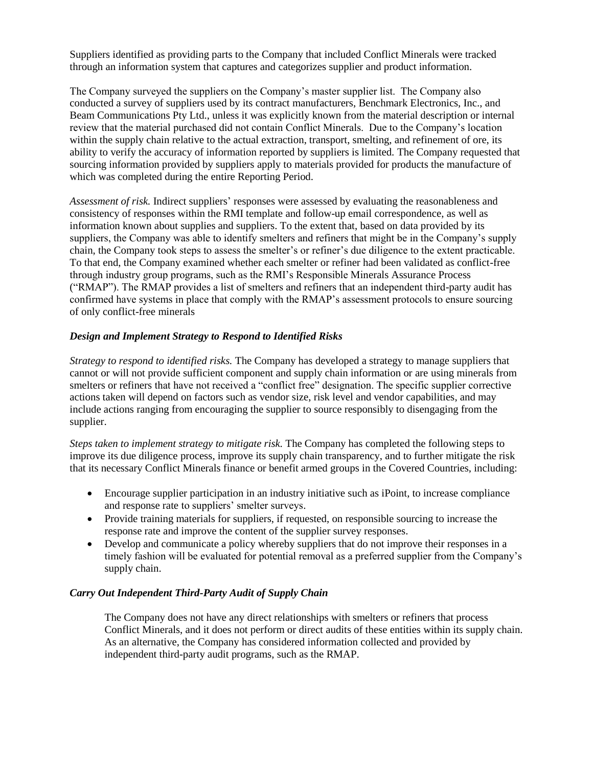Suppliers identified as providing parts to the Company that included Conflict Minerals were tracked through an information system that captures and categorizes supplier and product information.

The Company surveyed the suppliers on the Company's master supplier list. The Company also conducted a survey of suppliers used by its contract manufacturers, Benchmark Electronics, Inc., and Beam Communications Pty Ltd., unless it was explicitly known from the material description or internal review that the material purchased did not contain Conflict Minerals. Due to the Company's location within the supply chain relative to the actual extraction, transport, smelting, and refinement of ore, its ability to verify the accuracy of information reported by suppliers is limited. The Company requested that sourcing information provided by suppliers apply to materials provided for products the manufacture of which was completed during the entire Reporting Period.

*Assessment of risk.* Indirect suppliers' responses were assessed by evaluating the reasonableness and consistency of responses within the RMI template and follow-up email correspondence, as well as information known about supplies and suppliers. To the extent that, based on data provided by its suppliers, the Company was able to identify smelters and refiners that might be in the Company's supply chain, the Company took steps to assess the smelter's or refiner's due diligence to the extent practicable. To that end, the Company examined whether each smelter or refiner had been validated as conflict-free through industry group programs, such as the RMI's Responsible Minerals Assurance Process ("RMAP"). The RMAP provides a list of smelters and refiners that an independent third-party audit has confirmed have systems in place that comply with the RMAP's assessment protocols to ensure sourcing of only conflict-free minerals

### *Design and Implement Strategy to Respond to Identified Risks*

*Strategy to respond to identified risks.* The Company has developed a strategy to manage suppliers that cannot or will not provide sufficient component and supply chain information or are using minerals from smelters or refiners that have not received a "conflict free" designation. The specific supplier corrective actions taken will depend on factors such as vendor size, risk level and vendor capabilities, and may include actions ranging from encouraging the supplier to source responsibly to disengaging from the supplier.

*Steps taken to implement strategy to mitigate risk.* The Company has completed the following steps to improve its due diligence process, improve its supply chain transparency, and to further mitigate the risk that its necessary Conflict Minerals finance or benefit armed groups in the Covered Countries, including:

- Encourage supplier participation in an industry initiative such as iPoint, to increase compliance and response rate to suppliers' smelter surveys.
- Provide training materials for suppliers, if requested, on responsible sourcing to increase the response rate and improve the content of the supplier survey responses.
- Develop and communicate a policy whereby suppliers that do not improve their responses in a timely fashion will be evaluated for potential removal as a preferred supplier from the Company's supply chain.

### *Carry Out Independent Third-Party Audit of Supply Chain*

The Company does not have any direct relationships with smelters or refiners that process Conflict Minerals, and it does not perform or direct audits of these entities within its supply chain. As an alternative, the Company has considered information collected and provided by independent third-party audit programs, such as the RMAP.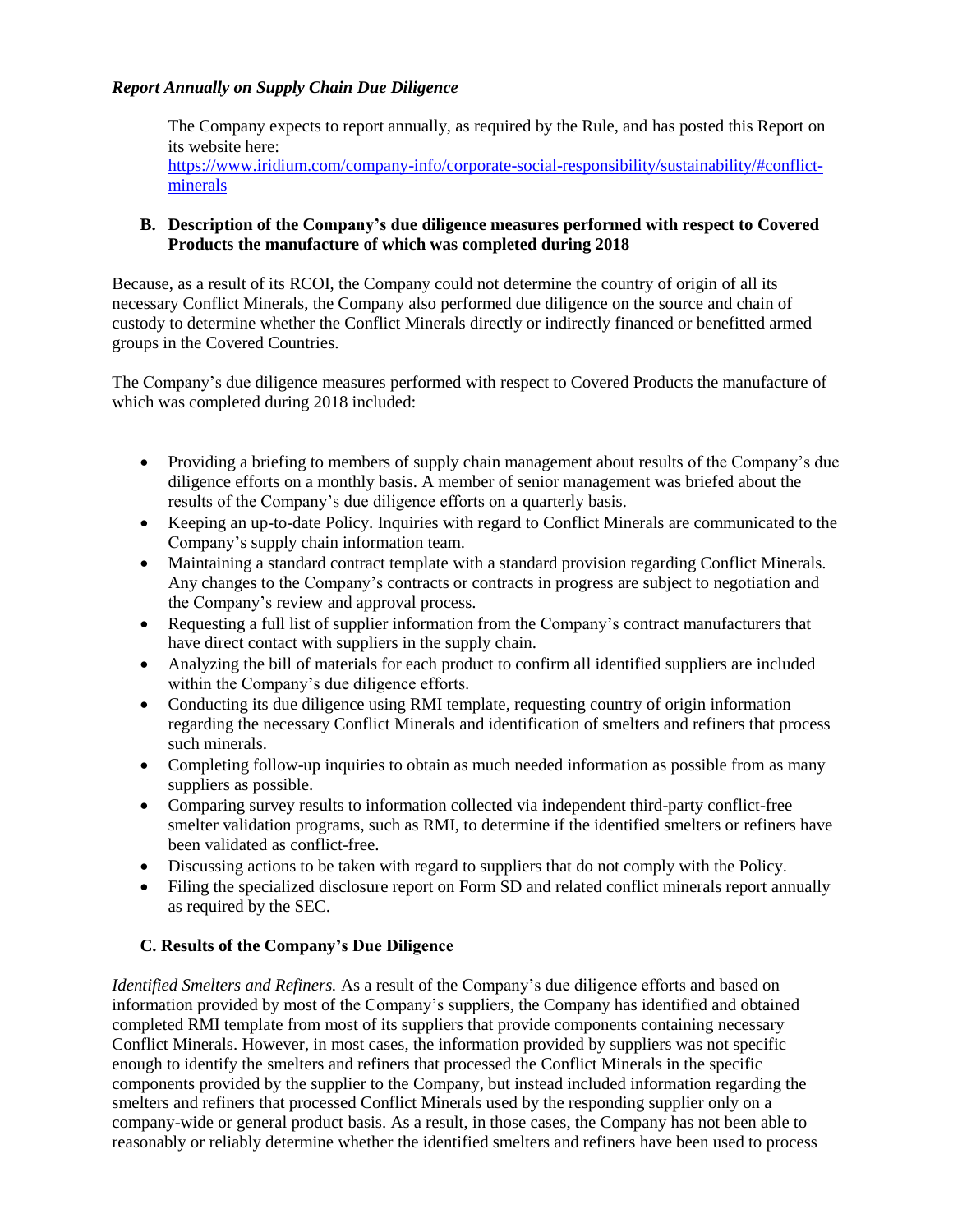*Report Annually on Supply Chain Due Diligence*

The Company expects to report annually, as required by the Rule, and has posted this Report on its website here: https://www.iridium.com/company-info/corporate-social-responsibility/sustainability/#conflict-minerals

**B. Description of the Company's due diligence measures performed with respect to Covered Products the manufacture of which was completed during 2018**

Because, as a result of its RCOI, the Company could not determine the country of origin of all its necessary Conflict Minerals, the Company also performed due diligence on the source and chain of custody to determine whether the Conflict Minerals directly or indirectly financed or benefitted armed groups in the Covered Countries.

The Company's due diligence measures performed with respect to Covered Products the manufacture of which was completed during 2018 included:

- Providing a briefing to members of supply chain management about results of the Company's due diligence efforts on a monthly basis. A member of senior management was briefed about the results of the Company's due diligence efforts on a quarterly basis.
- Keeping an up-to-date Policy. Inquiries with regard to Conflict Minerals are communicated to the Company's supply chain information team.
- Maintaining a standard contract template with a standard provision regarding Conflict Minerals. Any changes to the Company's contracts or contracts in progress are subject to negotiation and the Company's review and approval process.
- Requesting a full list of supplier information from the Company's contract manufacturers that have direct contact with suppliers in the supply chain.
- Analyzing the bill of materials for each product to confirm all identified suppliers are included within the Company's due diligence efforts.
- Conducting its due diligence using RMI template, requesting country of origin information regarding the necessary Conflict Minerals and identification of smelters and refiners that process such minerals.
- Completing follow-up inquiries to obtain as much needed information as possible from as many suppliers as possible.
- Comparing survey results to information collected via independent third-party conflict-free smelter validation programs, such as RMI, to determine if the identified smelters or refiners have been validated as conflict-free.
- Discussing actions to be taken with regard to suppliers that do not comply with the Policy.
- Filing the specialized disclosure report on Form SD and related conflict minerals report annually as required by the SEC.

**C. Results of the Company's Due Diligence**

*Identified Smelters and Refiners.* As a result of the Company's due diligence efforts and based on information provided by most of the Company's suppliers, the Company has identified and obtained completed RMI template from most of its suppliers that provide components containing necessary Conflict Minerals. However, in most cases, the information provided by suppliers was not specific enough to identify the smelters and refiners that processed the Conflict Minerals in the specific components provided by the supplier to the Company, but instead included information regarding the smelters and refiners that processed Conflict Minerals used by the responding supplier only on a company-wide or general product basis. As a result, in those cases, the Company has not been able to reasonably or reliably determine whether the identified smelters and refiners have been used to process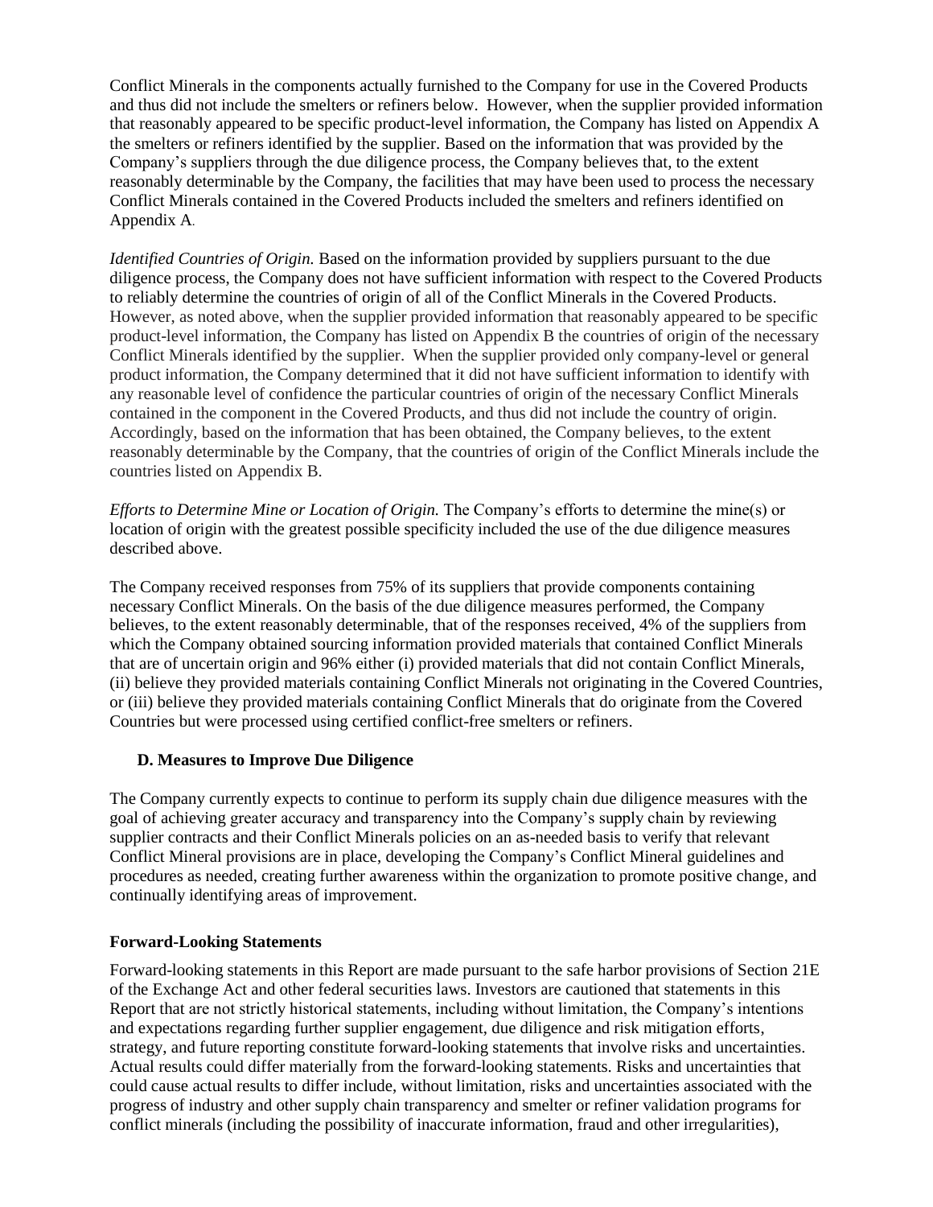Conflict Minerals in the components actually furnished to the Company for use in the Covered Products and thus did not include the smelters or refiners below. However, when the supplier provided information that reasonably appeared to be specific product-level information, the Company has listed on Appendix A the smelters or refiners identified by the supplier. Based on the information that was provided by the Company's suppliers through the due diligence process, the Company believes that, to the extent reasonably determinable by the Company, the facilities that may have been used to process the necessary Conflict Minerals contained in the Covered Products included the smelters and refiners identified on Appendix A.

*Identified Countries of Origin.* Based on the information provided by suppliers pursuant to the due diligence process, the Company does not have sufficient information with respect to the Covered Products to reliably determine the countries of origin of all of the Conflict Minerals in the Covered Products. However, as noted above, when the supplier provided information that reasonably appeared to be specific product-level information, the Company has listed on Appendix B the countries of origin of the necessary Conflict Minerals identified by the supplier. When the supplier provided only company-level or general product information, the Company determined that it did not have sufficient information to identify with any reasonable level of confidence the particular countries of origin of the necessary Conflict Minerals contained in the component in the Covered Products, and thus did not include the country of origin. Accordingly, based on the information that has been obtained, the Company believes, to the extent reasonably determinable by the Company, that the countries of origin of the Conflict Minerals include the countries listed on Appendix B.

*Efforts to Determine Mine or Location of Origin.* The Company's efforts to determine the mine(s) or location of origin with the greatest possible specificity included the use of the due diligence measures described above.

The Company received responses from 75% of its suppliers that provide components containing necessary Conflict Minerals. On the basis of the due diligence measures performed, the Company believes, to the extent reasonably determinable, that of the responses received, 4% of the suppliers from which the Company obtained sourcing information provided materials that contained Conflict Minerals that are of uncertain origin and 96% either (i) provided materials that did not contain Conflict Minerals, (ii) believe they provided materials containing Conflict Minerals not originating in the Covered Countries, or (iii) believe they provided materials containing Conflict Minerals that do originate from the Covered Countries but were processed using certified conflict-free smelters or refiners.

### D. Measures to Improve Due Diligence

The Company currently expects to continue to perform its supply chain due diligence measures with the goal of achieving greater accuracy and transparency into the Company's supply chain by reviewing supplier contracts and their Conflict Minerals policies on an as-needed basis to verify that relevant Conflict Mineral provisions are in place, developing the Company's Conflict Mineral guidelines and procedures as needed, creating further awareness within the organization to promote positive change, and continually identifying areas of improvement.

## Forward-Looking Statements

Forward-looking statements in this Report are made pursuant to the safe harbor provisions of Section 21E of the Exchange Act and other federal securities laws. Investors are cautioned that statements in this Report that are not strictly historical statements, including without limitation, the Company's intentions and expectations regarding further supplier engagement, due diligence and risk mitigation efforts, strategy, and future reporting constitute forward-looking statements that involve risks and uncertainties. Actual results could differ materially from the forward-looking statements. Risks and uncertainties that could cause actual results to differ include, without limitation, risks and uncertainties associated with the progress of industry and other supply chain transparency and smelter or refiner validation programs for conflict minerals (including the possibility of inaccurate information, fraud and other irregularities),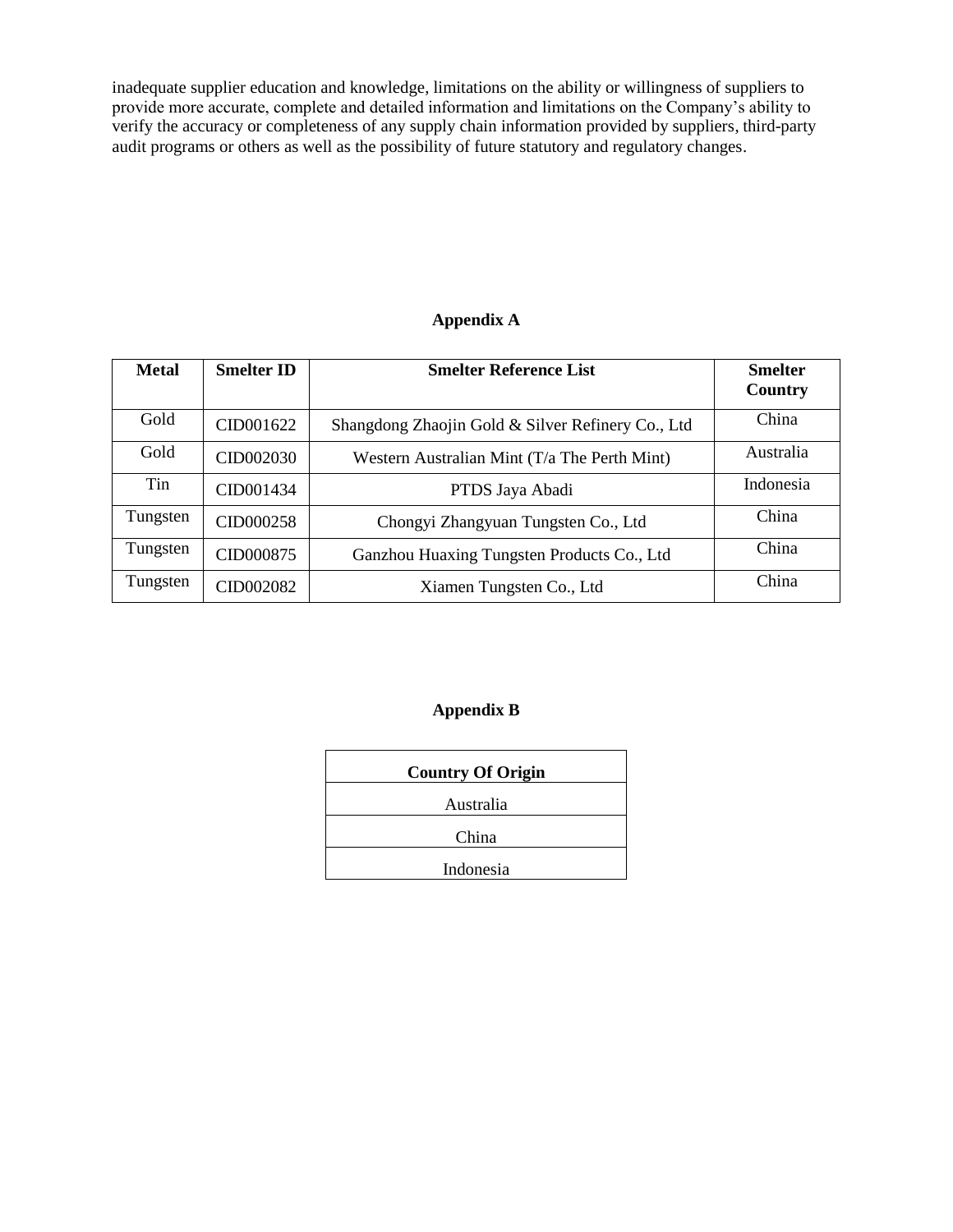inadequate supplier education and knowledge, limitations on the ability or willingness of suppliers to provide more accurate, complete and detailed information and limitations on the Company's ability to verify the accuracy or completeness of any supply chain information provided by suppliers, third-party audit programs or others as well as the possibility of future statutory and regulatory changes.

## Appendix A

| Metal | Smelter ID | Smelter Reference List | Smelter Country |
|---|---|---|---|
| Gold | CID001622 | Shangdong Zhaojin Gold & Silver Refinery Co., Ltd | China |
| Gold | CID002030 | Western Australian Mint (T/a The Perth Mint) | Australia |
| Tin | CID001434 | PTDS Jaya Abadi | Indonesia |
| Tungsten | CID000258 | Chongyi Zhangyuan Tungsten Co., Ltd | China |
| Tungsten | CID000875 | Ganzhou Huaxing Tungsten Products Co., Ltd | China |
| Tungsten | CID002082 | Xiamen Tungsten Co., Ltd | China |

## Appendix B

| Country Of Origin |
|---|
| Australia |
| China |
| Indonesia |